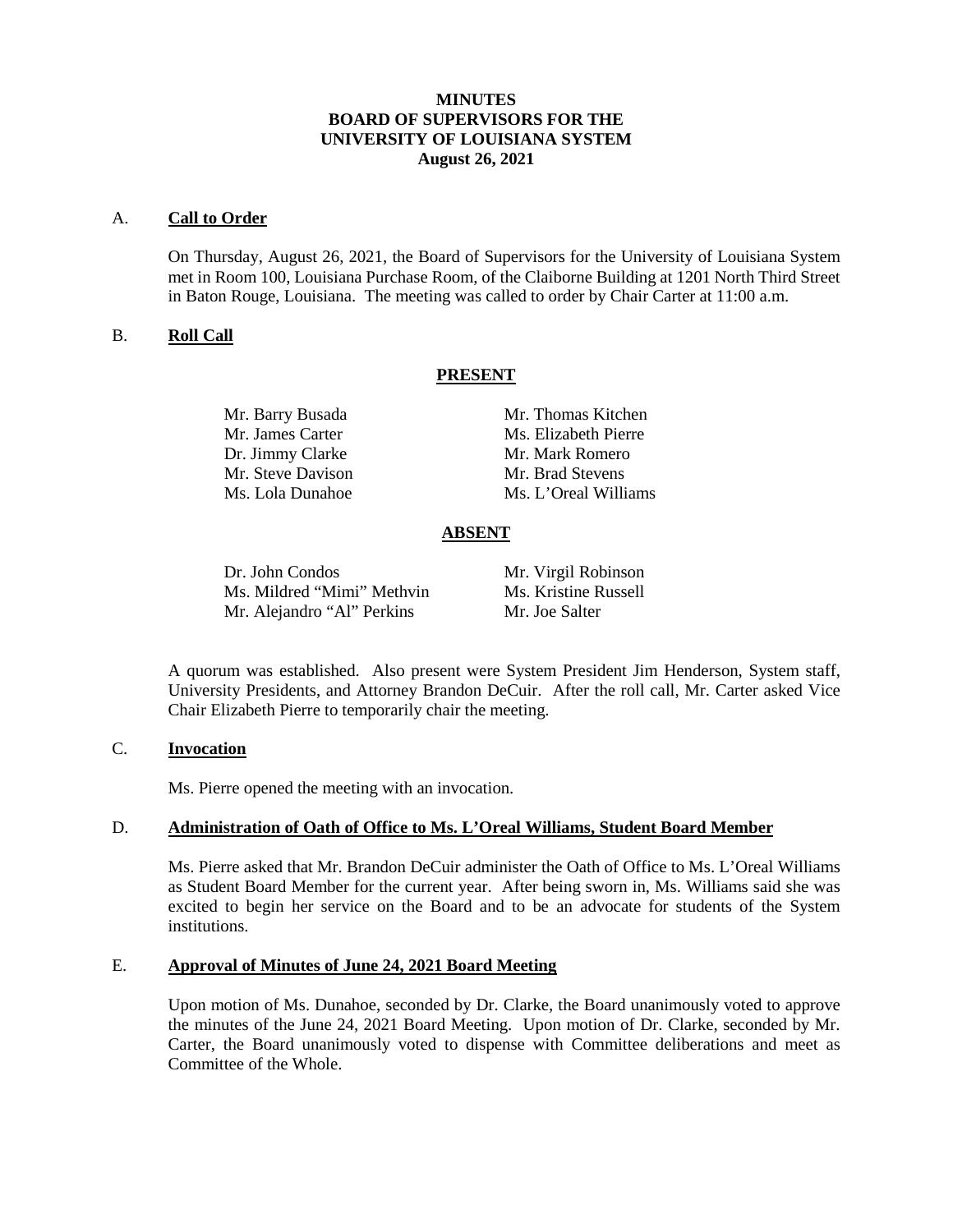# MINUTES
# BOARD OF SUPERVISORS FOR THE
# UNIVERSITY OF LOUISIANA SYSTEM
# August 26, 2021

## A. **Call to Order**

On Thursday, August 26, 2021, the Board of Supervisors for the University of Louisiana System met in Room 100, Louisiana Purchase Room, of the Claiborne Building at 1201 North Third Street in Baton Rouge, Louisiana. The meeting was called to order by Chair Carter at 11:00 a.m.

## B. **Roll Call**

**PRESENT**

| | |
|---|---|
| Mr. Barry Busada | Mr. Thomas Kitchen |
| Mr. James Carter | Ms. Elizabeth Pierre |
| Dr. Jimmy Clarke | Mr. Mark Romero |
| Mr. Steve Davison | Mr. Brad Stevens |
| Ms. Lola Dunahoe | Ms. L'Oreal Williams |

**ABSENT**

| | |
|---|---|
| Dr. John Condos | Mr. Virgil Robinson |
| Ms. Mildred "Mimi" Methvin | Ms. Kristine Russell |
| Mr. Alejandro "Al" Perkins | Mr. Joe Salter |

A quorum was established. Also present were System President Jim Henderson, System staff, University Presidents, and Attorney Brandon DeCuir. After the roll call, Mr. Carter asked Vice Chair Elizabeth Pierre to temporarily chair the meeting.

## C. **Invocation**

Ms. Pierre opened the meeting with an invocation.

## D. **Administration of Oath of Office to Ms. L'Oreal Williams, Student Board Member**

Ms. Pierre asked that Mr. Brandon DeCuir administer the Oath of Office to Ms. L'Oreal Williams as Student Board Member for the current year. After being sworn in, Ms. Williams said she was excited to begin her service on the Board and to be an advocate for students of the System institutions.

## E. **Approval of Minutes of June 24, 2021 Board Meeting**

Upon motion of Ms. Dunahoe, seconded by Dr. Clarke, the Board unanimously voted to approve the minutes of the June 24, 2021 Board Meeting. Upon motion of Dr. Clarke, seconded by Mr. Carter, the Board unanimously voted to dispense with Committee deliberations and meet as Committee of the Whole.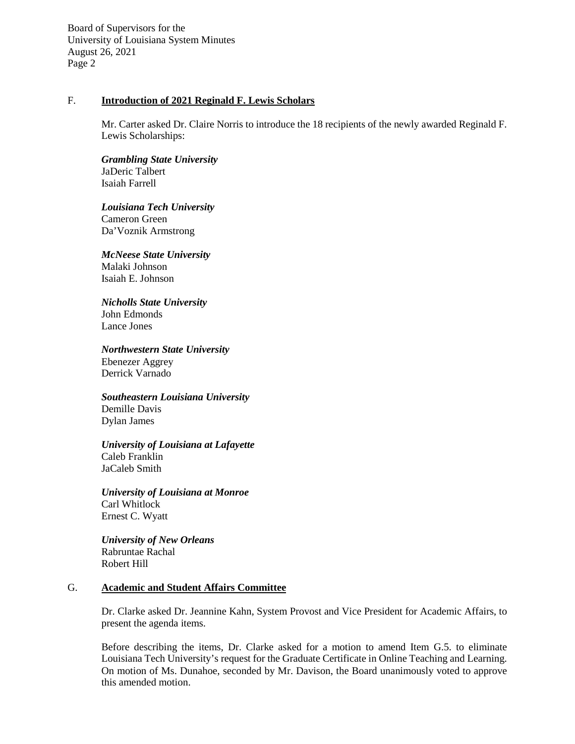## F. **Introduction of 2021 Reginald F. Lewis Scholars**

Mr. Carter asked Dr. Claire Norris to introduce the 18 recipients of the newly awarded Reginald F. Lewis Scholarships:

***Grambling State University***
JaDeric Talbert
Isaiah Farrell

***Louisiana Tech University***
Cameron Green
Da'Voznik Armstrong

***McNeese State University***
Malaki Johnson
Isaiah E. Johnson

***Nicholls State University***
John Edmonds
Lance Jones

***Northwestern State University***
Ebenezer Aggrey
Derrick Varnado

***Southeastern Louisiana University***
Demille Davis
Dylan James

***University of Louisiana at Lafayette***
Caleb Franklin
JaCaleb Smith

***University of Louisiana at Monroe***
Carl Whitlock
Ernest C. Wyatt

***University of New Orleans***
Rabruntae Rachal
Robert Hill

## G. **Academic and Student Affairs Committee**

Dr. Clarke asked Dr. Jeannine Kahn, System Provost and Vice President for Academic Affairs, to present the agenda items.

Before describing the items, Dr. Clarke asked for a motion to amend Item G.5. to eliminate Louisiana Tech University's request for the Graduate Certificate in Online Teaching and Learning. On motion of Ms. Dunahoe, seconded by Mr. Davison, the Board unanimously voted to approve this amended motion.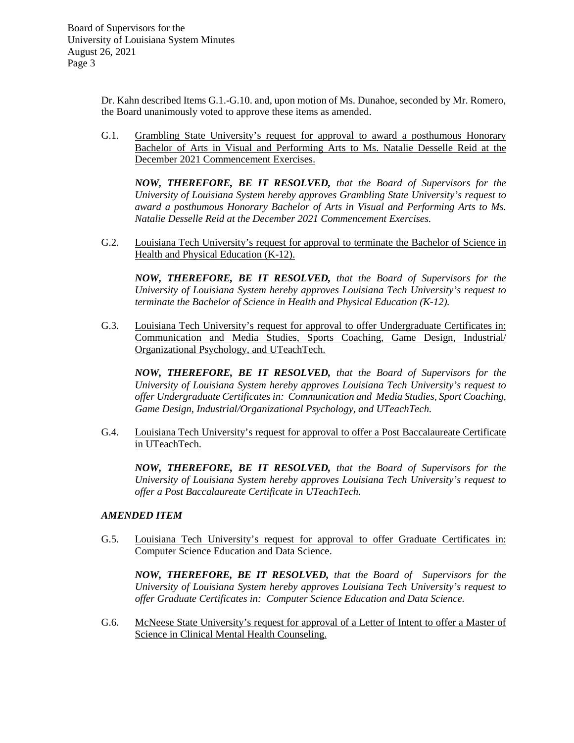Dr. Kahn described Items G.1.-G.10. and, upon motion of Ms. Dunahoe, seconded by Mr. Romero, the Board unanimously voted to approve these items as amended.

G.1. Grambling State University's request for approval to award a posthumous Honorary Bachelor of Arts in Visual and Performing Arts to Ms. Natalie Desselle Reid at the December 2021 Commencement Exercises.

***NOW, THEREFORE, BE IT RESOLVED,*** *that the Board of Supervisors for the University of Louisiana System hereby approves Grambling State University's request to award a posthumous Honorary Bachelor of Arts in Visual and Performing Arts to Ms. Natalie Desselle Reid at the December 2021 Commencement Exercises.*

G.2. Louisiana Tech University's request for approval to terminate the Bachelor of Science in Health and Physical Education (K-12).

***NOW, THEREFORE, BE IT RESOLVED,*** *that the Board of Supervisors for the University of Louisiana System hereby approves Louisiana Tech University's request to terminate the Bachelor of Science in Health and Physical Education (K-12).*

G.3. Louisiana Tech University's request for approval to offer Undergraduate Certificates in: Communication and Media Studies, Sports Coaching, Game Design, Industrial/ Organizational Psychology, and UTeachTech.

***NOW, THEREFORE, BE IT RESOLVED,*** *that the Board of Supervisors for the University of Louisiana System hereby approves Louisiana Tech University's request to offer Undergraduate Certificates in: Communication and Media Studies, Sport Coaching, Game Design, Industrial/Organizational Psychology, and UTeachTech.*

G.4. Louisiana Tech University's request for approval to offer a Post Baccalaureate Certificate in UTeachTech.

***NOW, THEREFORE, BE IT RESOLVED,*** *that the Board of Supervisors for the University of Louisiana System hereby approves Louisiana Tech University's request to offer a Post Baccalaureate Certificate in UTeachTech.*

***AMENDED ITEM***

G.5. Louisiana Tech University's request for approval to offer Graduate Certificates in: Computer Science Education and Data Science.

***NOW, THEREFORE, BE IT RESOLVED,*** *that the Board of Supervisors for the University of Louisiana System hereby approves Louisiana Tech University's request to offer Graduate Certificates in: Computer Science Education and Data Science.*

G.6. McNeese State University's request for approval of a Letter of Intent to offer a Master of Science in Clinical Mental Health Counseling.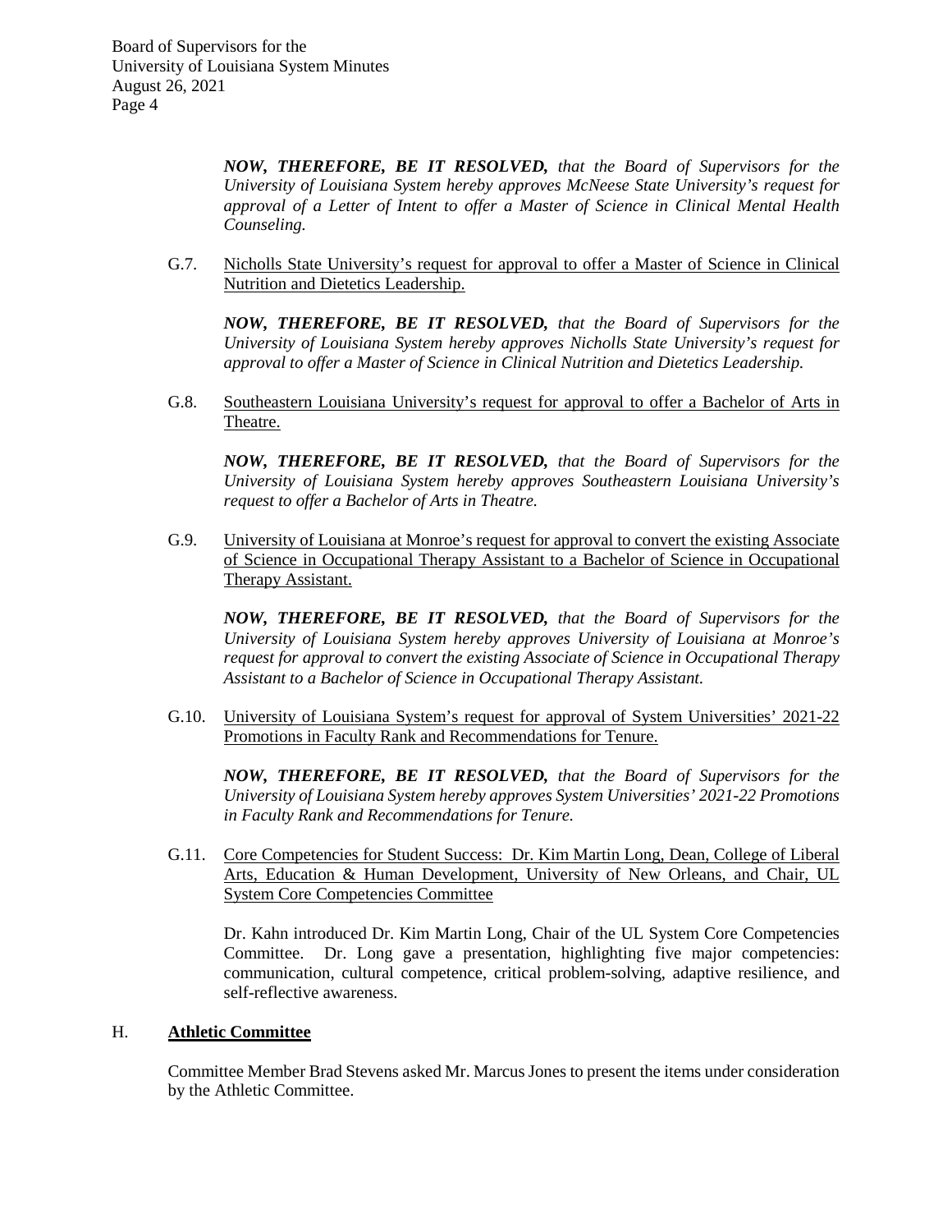***NOW, THEREFORE, BE IT RESOLVED,*** *that the Board of Supervisors for the University of Louisiana System hereby approves McNeese State University's request for approval of a Letter of Intent to offer a Master of Science in Clinical Mental Health Counseling.*

G.7. Nicholls State University's request for approval to offer a Master of Science in Clinical Nutrition and Dietetics Leadership.

***NOW, THEREFORE, BE IT RESOLVED,*** *that the Board of Supervisors for the University of Louisiana System hereby approves Nicholls State University's request for approval to offer a Master of Science in Clinical Nutrition and Dietetics Leadership.*

G.8. Southeastern Louisiana University's request for approval to offer a Bachelor of Arts in Theatre.

***NOW, THEREFORE, BE IT RESOLVED,*** *that the Board of Supervisors for the University of Louisiana System hereby approves Southeastern Louisiana University's request to offer a Bachelor of Arts in Theatre.*

G.9. University of Louisiana at Monroe's request for approval to convert the existing Associate of Science in Occupational Therapy Assistant to a Bachelor of Science in Occupational Therapy Assistant.

***NOW, THEREFORE, BE IT RESOLVED,*** *that the Board of Supervisors for the University of Louisiana System hereby approves University of Louisiana at Monroe's request for approval to convert the existing Associate of Science in Occupational Therapy Assistant to a Bachelor of Science in Occupational Therapy Assistant.*

G.10. University of Louisiana System's request for approval of System Universities' 2021-22 Promotions in Faculty Rank and Recommendations for Tenure.

***NOW, THEREFORE, BE IT RESOLVED,*** *that the Board of Supervisors for the University of Louisiana System hereby approves System Universities' 2021-22 Promotions in Faculty Rank and Recommendations for Tenure.*

G.11. Core Competencies for Student Success: Dr. Kim Martin Long, Dean, College of Liberal Arts, Education & Human Development, University of New Orleans, and Chair, UL System Core Competencies Committee

Dr. Kahn introduced Dr. Kim Martin Long, Chair of the UL System Core Competencies Committee. Dr. Long gave a presentation, highlighting five major competencies: communication, cultural competence, critical problem-solving, adaptive resilience, and self-reflective awareness.

## H. **Athletic Committee**

Committee Member Brad Stevens asked Mr. Marcus Jones to present the items under consideration by the Athletic Committee.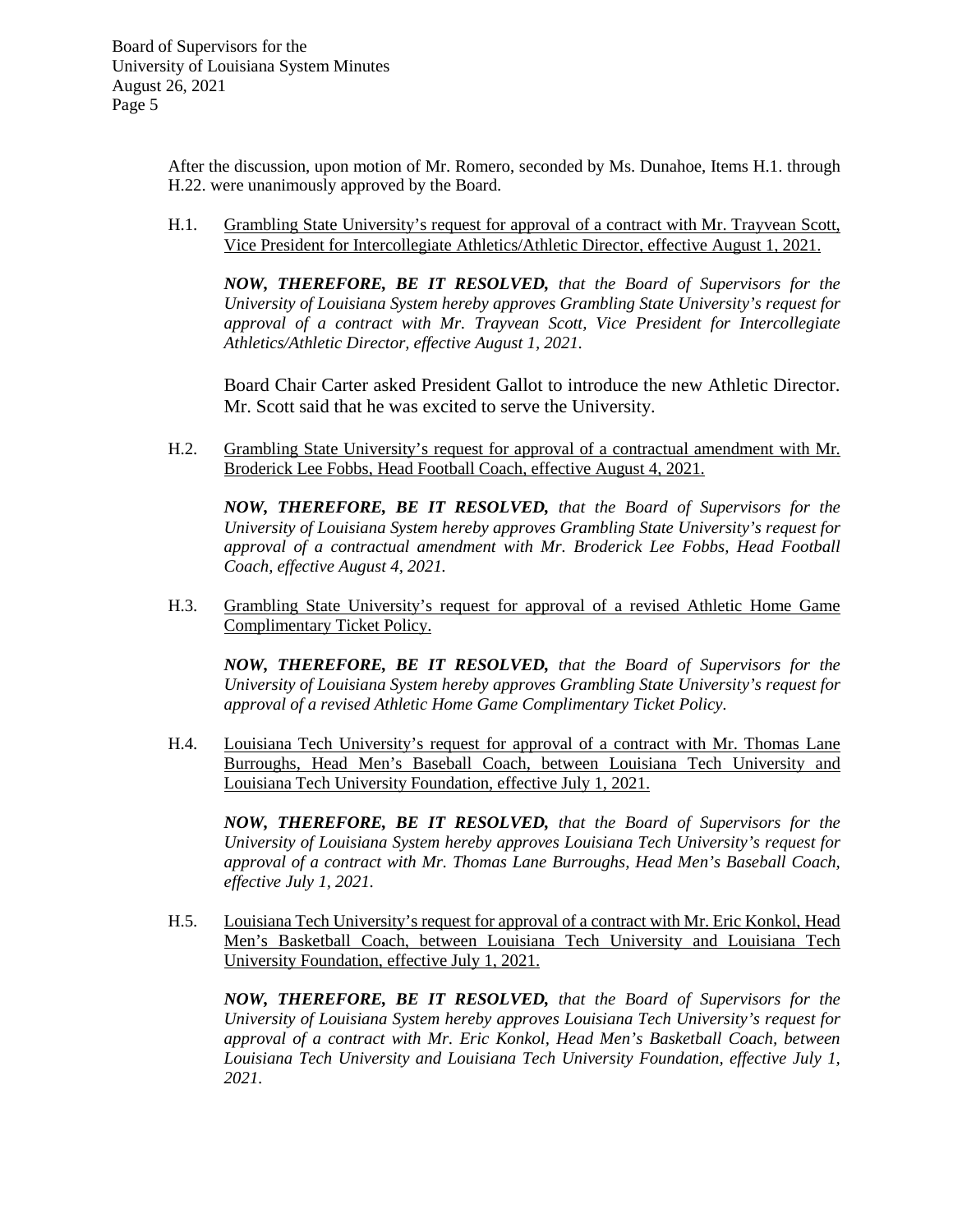After the discussion, upon motion of Mr. Romero, seconded by Ms. Dunahoe, Items H.1. through H.22. were unanimously approved by the Board.

H.1. Grambling State University's request for approval of a contract with Mr. Trayvean Scott, Vice President for Intercollegiate Athletics/Athletic Director, effective August 1, 2021.

***NOW, THEREFORE, BE IT RESOLVED,*** *that the Board of Supervisors for the University of Louisiana System hereby approves Grambling State University's request for approval of a contract with Mr. Trayvean Scott, Vice President for Intercollegiate Athletics/Athletic Director, effective August 1, 2021.*

Board Chair Carter asked President Gallot to introduce the new Athletic Director. Mr. Scott said that he was excited to serve the University.

H.2. Grambling State University's request for approval of a contractual amendment with Mr. Broderick Lee Fobbs, Head Football Coach, effective August 4, 2021.

***NOW, THEREFORE, BE IT RESOLVED,*** *that the Board of Supervisors for the University of Louisiana System hereby approves Grambling State University's request for approval of a contractual amendment with Mr. Broderick Lee Fobbs, Head Football Coach, effective August 4, 2021.*

H.3. Grambling State University's request for approval of a revised Athletic Home Game Complimentary Ticket Policy.

***NOW, THEREFORE, BE IT RESOLVED,*** *that the Board of Supervisors for the University of Louisiana System hereby approves Grambling State University's request for approval of a revised Athletic Home Game Complimentary Ticket Policy.*

H.4. Louisiana Tech University's request for approval of a contract with Mr. Thomas Lane Burroughs, Head Men's Baseball Coach, between Louisiana Tech University and Louisiana Tech University Foundation, effective July 1, 2021.

***NOW, THEREFORE, BE IT RESOLVED,*** *that the Board of Supervisors for the University of Louisiana System hereby approves Louisiana Tech University's request for approval of a contract with Mr. Thomas Lane Burroughs, Head Men's Baseball Coach, effective July 1, 2021.*

H.5. Louisiana Tech University's request for approval of a contract with Mr. Eric Konkol, Head Men's Basketball Coach, between Louisiana Tech University and Louisiana Tech University Foundation, effective July 1, 2021.

***NOW, THEREFORE, BE IT RESOLVED,*** *that the Board of Supervisors for the University of Louisiana System hereby approves Louisiana Tech University's request for approval of a contract with Mr. Eric Konkol, Head Men's Basketball Coach, between Louisiana Tech University and Louisiana Tech University Foundation, effective July 1, 2021.*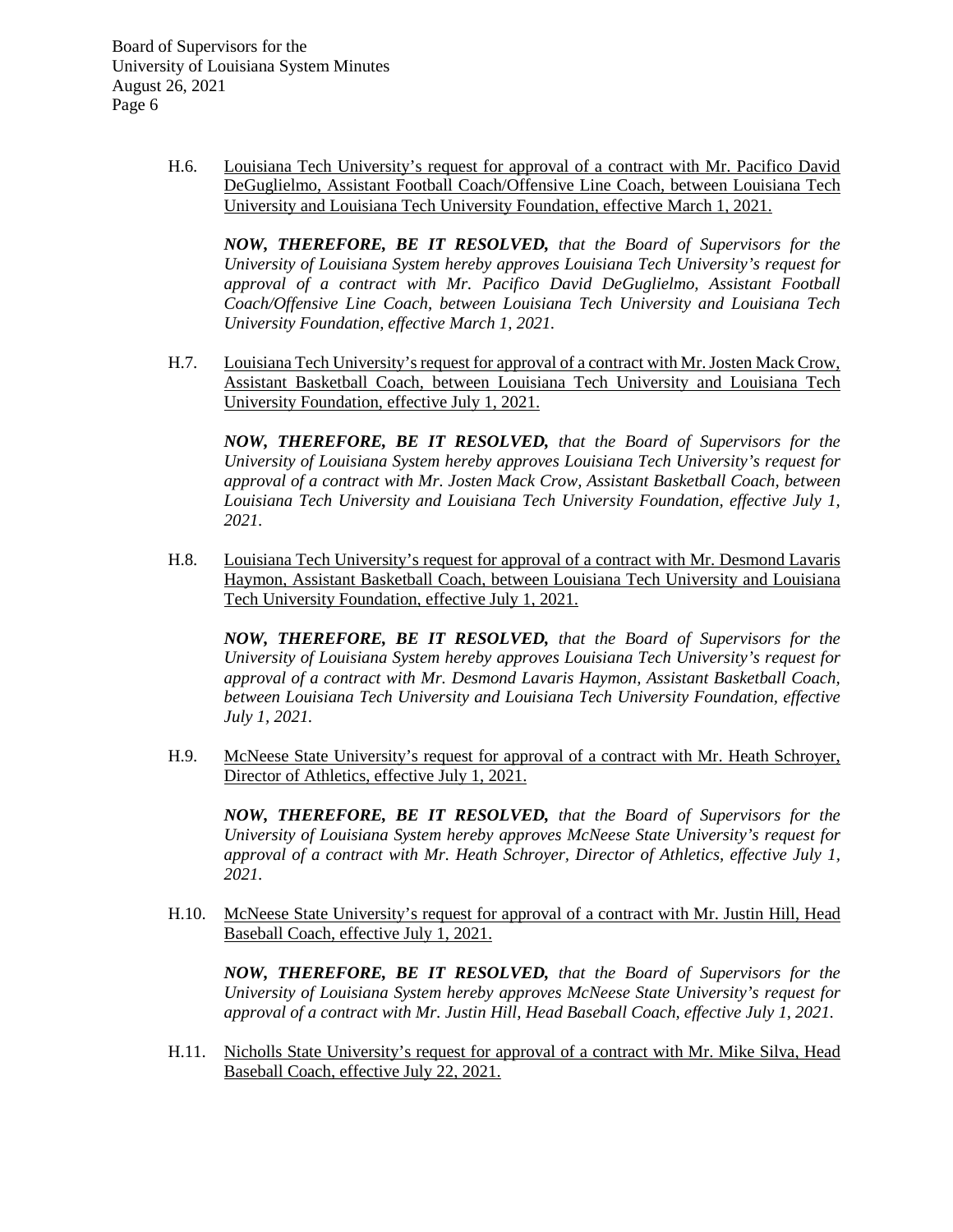H.6. Louisiana Tech University's request for approval of a contract with Mr. Pacifico David DeGuglielmo, Assistant Football Coach/Offensive Line Coach, between Louisiana Tech University and Louisiana Tech University Foundation, effective March 1, 2021.

***NOW, THEREFORE, BE IT RESOLVED,*** *that the Board of Supervisors for the University of Louisiana System hereby approves Louisiana Tech University's request for approval of a contract with Mr. Pacifico David DeGuglielmo, Assistant Football Coach/Offensive Line Coach, between Louisiana Tech University and Louisiana Tech University Foundation, effective March 1, 2021.*

H.7. Louisiana Tech University's request for approval of a contract with Mr. Josten Mack Crow, Assistant Basketball Coach, between Louisiana Tech University and Louisiana Tech University Foundation, effective July 1, 2021.

***NOW, THEREFORE, BE IT RESOLVED,*** *that the Board of Supervisors for the University of Louisiana System hereby approves Louisiana Tech University's request for approval of a contract with Mr. Josten Mack Crow, Assistant Basketball Coach, between Louisiana Tech University and Louisiana Tech University Foundation, effective July 1, 2021.*

H.8. Louisiana Tech University's request for approval of a contract with Mr. Desmond Lavaris Haymon, Assistant Basketball Coach, between Louisiana Tech University and Louisiana Tech University Foundation, effective July 1, 2021.

***NOW, THEREFORE, BE IT RESOLVED,*** *that the Board of Supervisors for the University of Louisiana System hereby approves Louisiana Tech University's request for approval of a contract with Mr. Desmond Lavaris Haymon, Assistant Basketball Coach, between Louisiana Tech University and Louisiana Tech University Foundation, effective July 1, 2021.*

H.9. McNeese State University's request for approval of a contract with Mr. Heath Schroyer, Director of Athletics, effective July 1, 2021.

***NOW, THEREFORE, BE IT RESOLVED,*** *that the Board of Supervisors for the University of Louisiana System hereby approves McNeese State University's request for approval of a contract with Mr. Heath Schroyer, Director of Athletics, effective July 1, 2021.*

H.10. McNeese State University's request for approval of a contract with Mr. Justin Hill, Head Baseball Coach, effective July 1, 2021.

***NOW, THEREFORE, BE IT RESOLVED,*** *that the Board of Supervisors for the University of Louisiana System hereby approves McNeese State University's request for approval of a contract with Mr. Justin Hill, Head Baseball Coach, effective July 1, 2021.*

H.11. Nicholls State University's request for approval of a contract with Mr. Mike Silva, Head Baseball Coach, effective July 22, 2021.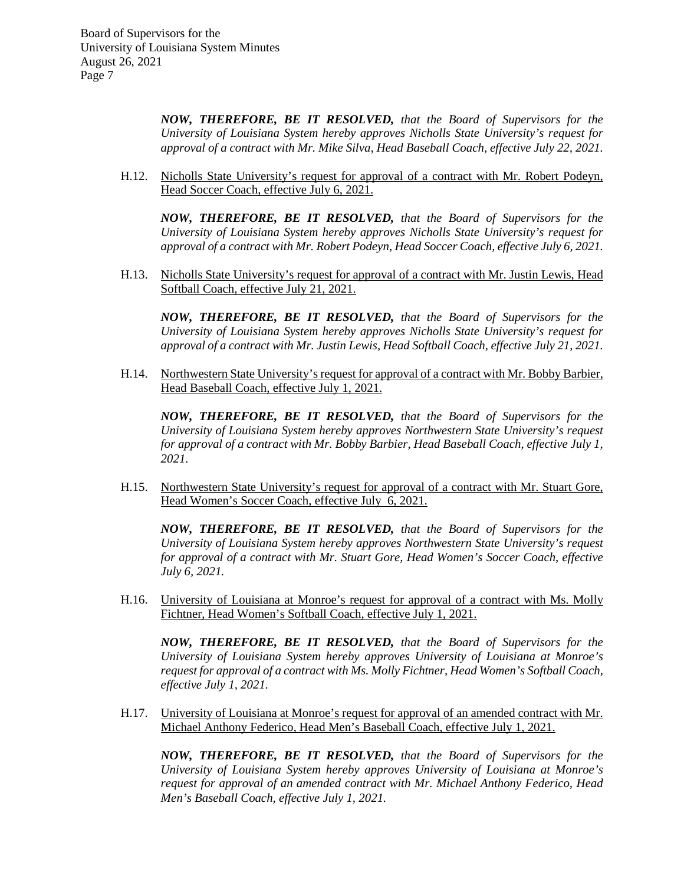***NOW, THEREFORE, BE IT RESOLVED,*** *that the Board of Supervisors for the University of Louisiana System hereby approves Nicholls State University's request for approval of a contract with Mr. Mike Silva, Head Baseball Coach, effective July 22, 2021.*

H.12. Nicholls State University's request for approval of a contract with Mr. Robert Podeyn, Head Soccer Coach, effective July 6, 2021.

***NOW, THEREFORE, BE IT RESOLVED,*** *that the Board of Supervisors for the University of Louisiana System hereby approves Nicholls State University's request for approval of a contract with Mr. Robert Podeyn, Head Soccer Coach, effective July 6, 2021.*

H.13. Nicholls State University's request for approval of a contract with Mr. Justin Lewis, Head Softball Coach, effective July 21, 2021.

***NOW, THEREFORE, BE IT RESOLVED,*** *that the Board of Supervisors for the University of Louisiana System hereby approves Nicholls State University's request for approval of a contract with Mr. Justin Lewis, Head Softball Coach, effective July 21, 2021.*

H.14. Northwestern State University's request for approval of a contract with Mr. Bobby Barbier, Head Baseball Coach, effective July 1, 2021.

***NOW, THEREFORE, BE IT RESOLVED,*** *that the Board of Supervisors for the University of Louisiana System hereby approves Northwestern State University's request for approval of a contract with Mr. Bobby Barbier, Head Baseball Coach, effective July 1, 2021.*

H.15. Northwestern State University's request for approval of a contract with Mr. Stuart Gore, Head Women's Soccer Coach, effective July 6, 2021.

***NOW, THEREFORE, BE IT RESOLVED,*** *that the Board of Supervisors for the University of Louisiana System hereby approves Northwestern State University's request for approval of a contract with Mr. Stuart Gore, Head Women's Soccer Coach, effective July 6, 2021.*

H.16. University of Louisiana at Monroe's request for approval of a contract with Ms. Molly Fichtner, Head Women's Softball Coach, effective July 1, 2021.

***NOW, THEREFORE, BE IT RESOLVED,*** *that the Board of Supervisors for the University of Louisiana System hereby approves University of Louisiana at Monroe's request for approval of a contract with Ms. Molly Fichtner, Head Women's Softball Coach, effective July 1, 2021.*

H.17. University of Louisiana at Monroe's request for approval of an amended contract with Mr. Michael Anthony Federico, Head Men's Baseball Coach, effective July 1, 2021.

***NOW, THEREFORE, BE IT RESOLVED,*** *that the Board of Supervisors for the University of Louisiana System hereby approves University of Louisiana at Monroe's request for approval of an amended contract with Mr. Michael Anthony Federico, Head Men's Baseball Coach, effective July 1, 2021.*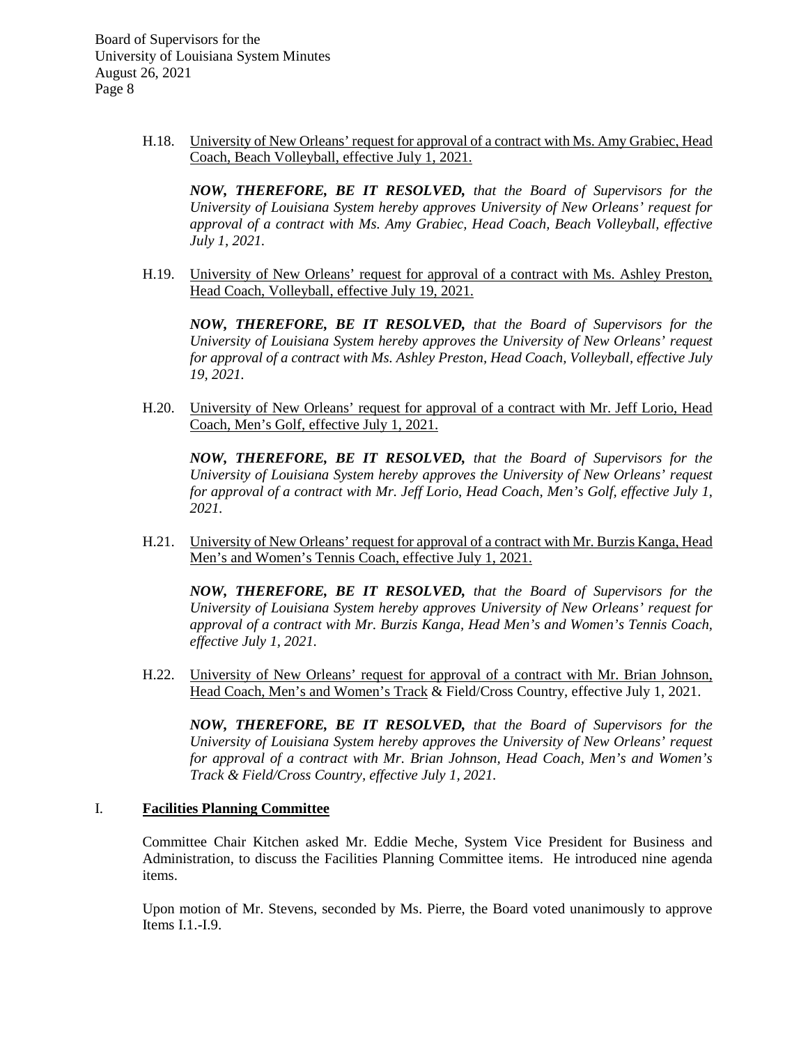H.18. University of New Orleans' request for approval of a contract with Ms. Amy Grabiec, Head Coach, Beach Volleyball, effective July 1, 2021.

***NOW, THEREFORE, BE IT RESOLVED,*** *that the Board of Supervisors for the University of Louisiana System hereby approves University of New Orleans' request for approval of a contract with Ms. Amy Grabiec, Head Coach, Beach Volleyball, effective July 1, 2021.*

H.19. University of New Orleans' request for approval of a contract with Ms. Ashley Preston, Head Coach, Volleyball, effective July 19, 2021.

***NOW, THEREFORE, BE IT RESOLVED,*** *that the Board of Supervisors for the University of Louisiana System hereby approves the University of New Orleans' request for approval of a contract with Ms. Ashley Preston, Head Coach, Volleyball, effective July 19, 2021.*

H.20. University of New Orleans' request for approval of a contract with Mr. Jeff Lorio, Head Coach, Men's Golf, effective July 1, 2021.

***NOW, THEREFORE, BE IT RESOLVED,*** *that the Board of Supervisors for the University of Louisiana System hereby approves the University of New Orleans' request for approval of a contract with Mr. Jeff Lorio, Head Coach, Men's Golf, effective July 1, 2021.*

H.21. University of New Orleans' request for approval of a contract with Mr. Burzis Kanga, Head Men's and Women's Tennis Coach, effective July 1, 2021.

***NOW, THEREFORE, BE IT RESOLVED,*** *that the Board of Supervisors for the University of Louisiana System hereby approves University of New Orleans' request for approval of a contract with Mr. Burzis Kanga, Head Men's and Women's Tennis Coach, effective July 1, 2021.*

H.22. University of New Orleans' request for approval of a contract with Mr. Brian Johnson, Head Coach, Men's and Women's Track & Field/Cross Country, effective July 1, 2021.

***NOW, THEREFORE, BE IT RESOLVED,*** *that the Board of Supervisors for the University of Louisiana System hereby approves the University of New Orleans' request for approval of a contract with Mr. Brian Johnson, Head Coach, Men's and Women's Track & Field/Cross Country, effective July 1, 2021.*

## I. Facilities Planning Committee

Committee Chair Kitchen asked Mr. Eddie Meche, System Vice President for Business and Administration, to discuss the Facilities Planning Committee items. He introduced nine agenda items.

Upon motion of Mr. Stevens, seconded by Ms. Pierre, the Board voted unanimously to approve Items I.1.-I.9.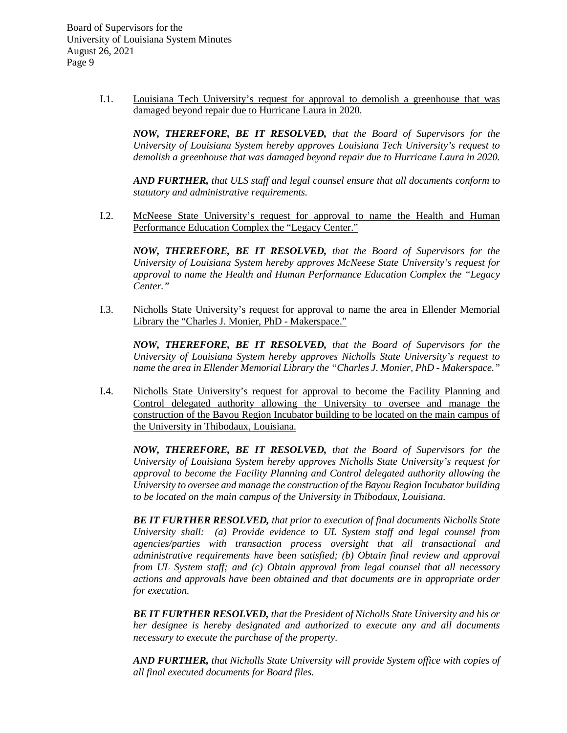I.1. Louisiana Tech University's request for approval to demolish a greenhouse that was damaged beyond repair due to Hurricane Laura in 2020.

***NOW, THEREFORE, BE IT RESOLVED,*** *that the Board of Supervisors for the University of Louisiana System hereby approves Louisiana Tech University's request to demolish a greenhouse that was damaged beyond repair due to Hurricane Laura in 2020.*

***AND FURTHER,*** *that ULS staff and legal counsel ensure that all documents conform to statutory and administrative requirements.*

I.2. McNeese State University's request for approval to name the Health and Human Performance Education Complex the "Legacy Center."

***NOW, THEREFORE, BE IT RESOLVED,*** *that the Board of Supervisors for the University of Louisiana System hereby approves McNeese State University's request for approval to name the Health and Human Performance Education Complex the "Legacy Center."*

I.3. Nicholls State University's request for approval to name the area in Ellender Memorial Library the "Charles J. Monier, PhD - Makerspace."

***NOW, THEREFORE, BE IT RESOLVED,*** *that the Board of Supervisors for the University of Louisiana System hereby approves Nicholls State University's request to name the area in Ellender Memorial Library the "Charles J. Monier, PhD - Makerspace."*

I.4. Nicholls State University's request for approval to become the Facility Planning and Control delegated authority allowing the University to oversee and manage the construction of the Bayou Region Incubator building to be located on the main campus of the University in Thibodaux, Louisiana.

***NOW, THEREFORE, BE IT RESOLVED,*** *that the Board of Supervisors for the University of Louisiana System hereby approves Nicholls State University's request for approval to become the Facility Planning and Control delegated authority allowing the University to oversee and manage the construction of the Bayou Region Incubator building to be located on the main campus of the University in Thibodaux, Louisiana.*

***BE IT FURTHER RESOLVED,*** *that prior to execution of final documents Nicholls State University shall: (a) Provide evidence to UL System staff and legal counsel from agencies/parties with transaction process oversight that all transactional and administrative requirements have been satisfied; (b) Obtain final review and approval from UL System staff; and (c) Obtain approval from legal counsel that all necessary actions and approvals have been obtained and that documents are in appropriate order for execution.*

***BE IT FURTHER RESOLVED,*** *that the President of Nicholls State University and his or her designee is hereby designated and authorized to execute any and all documents necessary to execute the purchase of the property.*

***AND FURTHER,*** *that Nicholls State University will provide System office with copies of all final executed documents for Board files.*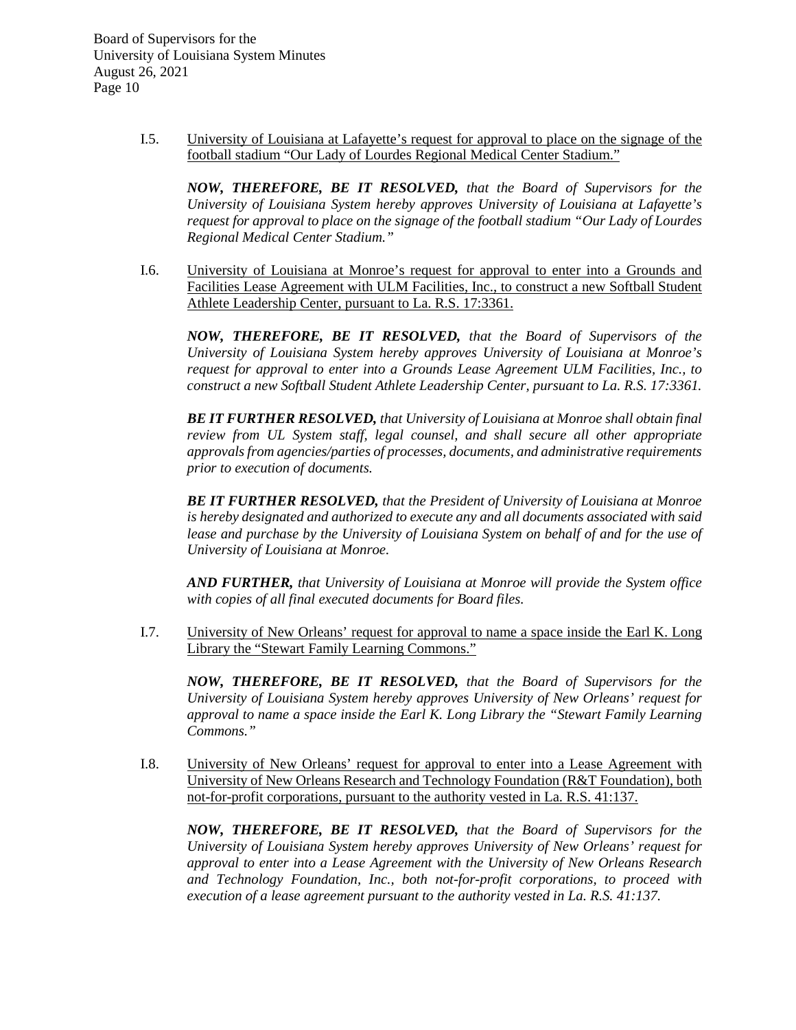I.5. University of Louisiana at Lafayette's request for approval to place on the signage of the football stadium "Our Lady of Lourdes Regional Medical Center Stadium."

***NOW, THEREFORE, BE IT RESOLVED,*** *that the Board of Supervisors for the University of Louisiana System hereby approves University of Louisiana at Lafayette's request for approval to place on the signage of the football stadium "Our Lady of Lourdes Regional Medical Center Stadium."*

I.6. University of Louisiana at Monroe's request for approval to enter into a Grounds and Facilities Lease Agreement with ULM Facilities, Inc., to construct a new Softball Student Athlete Leadership Center, pursuant to La. R.S. 17:3361.

***NOW, THEREFORE, BE IT RESOLVED,*** *that the Board of Supervisors of the University of Louisiana System hereby approves University of Louisiana at Monroe's request for approval to enter into a Grounds Lease Agreement ULM Facilities, Inc., to construct a new Softball Student Athlete Leadership Center, pursuant to La. R.S. 17:3361.*

***BE IT FURTHER RESOLVED,*** *that University of Louisiana at Monroe shall obtain final review from UL System staff, legal counsel, and shall secure all other appropriate approvals from agencies/parties of processes, documents, and administrative requirements prior to execution of documents.*

***BE IT FURTHER RESOLVED,*** *that the President of University of Louisiana at Monroe is hereby designated and authorized to execute any and all documents associated with said lease and purchase by the University of Louisiana System on behalf of and for the use of University of Louisiana at Monroe.*

***AND FURTHER,*** *that University of Louisiana at Monroe will provide the System office with copies of all final executed documents for Board files.*

I.7. University of New Orleans' request for approval to name a space inside the Earl K. Long Library the "Stewart Family Learning Commons."

***NOW, THEREFORE, BE IT RESOLVED,*** *that the Board of Supervisors for the University of Louisiana System hereby approves University of New Orleans' request for approval to name a space inside the Earl K. Long Library the "Stewart Family Learning Commons."*

I.8. University of New Orleans' request for approval to enter into a Lease Agreement with University of New Orleans Research and Technology Foundation (R&T Foundation), both not-for-profit corporations, pursuant to the authority vested in La. R.S. 41:137.

***NOW, THEREFORE, BE IT RESOLVED,*** *that the Board of Supervisors for the University of Louisiana System hereby approves University of New Orleans' request for approval to enter into a Lease Agreement with the University of New Orleans Research and Technology Foundation, Inc., both not-for-profit corporations, to proceed with execution of a lease agreement pursuant to the authority vested in La. R.S. 41:137.*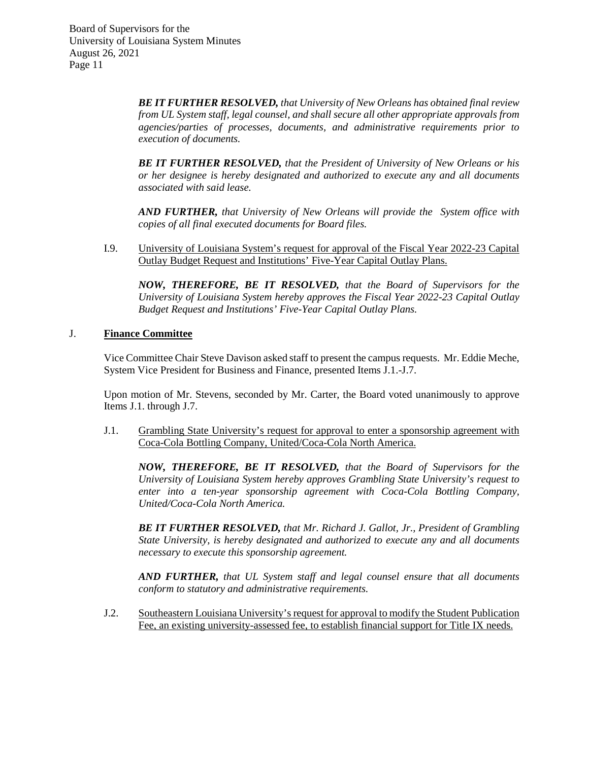***BE IT FURTHER RESOLVED,*** *that University of New Orleans has obtained final review from UL System staff, legal counsel, and shall secure all other appropriate approvals from agencies/parties of processes, documents, and administrative requirements prior to execution of documents.*

***BE IT FURTHER RESOLVED,*** *that the President of University of New Orleans or his or her designee is hereby designated and authorized to execute any and all documents associated with said lease.*

***AND FURTHER,*** *that University of New Orleans will provide the System office with copies of all final executed documents for Board files.*

I.9. <u>University of Louisiana System's request for approval of the Fiscal Year 2022-23 Capital Outlay Budget Request and Institutions' Five-Year Capital Outlay Plans.</u>

***NOW, THEREFORE, BE IT RESOLVED,*** *that the Board of Supervisors for the University of Louisiana System hereby approves the Fiscal Year 2022-23 Capital Outlay Budget Request and Institutions' Five-Year Capital Outlay Plans.*

## J. <u>Finance Committee</u>

Vice Committee Chair Steve Davison asked staff to present the campus requests. Mr. Eddie Meche, System Vice President for Business and Finance, presented Items J.1.-J.7.

Upon motion of Mr. Stevens, seconded by Mr. Carter, the Board voted unanimously to approve Items J.1. through J.7.

J.1. <u>Grambling State University's request for approval to enter a sponsorship agreement with Coca-Cola Bottling Company, United/Coca-Cola North America.</u>

***NOW, THEREFORE, BE IT RESOLVED,*** *that the Board of Supervisors for the University of Louisiana System hereby approves Grambling State University's request to enter into a ten-year sponsorship agreement with Coca-Cola Bottling Company, United/Coca-Cola North America.*

***BE IT FURTHER RESOLVED,*** *that Mr. Richard J. Gallot, Jr., President of Grambling State University, is hereby designated and authorized to execute any and all documents necessary to execute this sponsorship agreement.*

***AND FURTHER,*** *that UL System staff and legal counsel ensure that all documents conform to statutory and administrative requirements.*

J.2. <u>Southeastern Louisiana University's request for approval to modify the Student Publication Fee, an existing university-assessed fee, to establish financial support for Title IX needs.</u>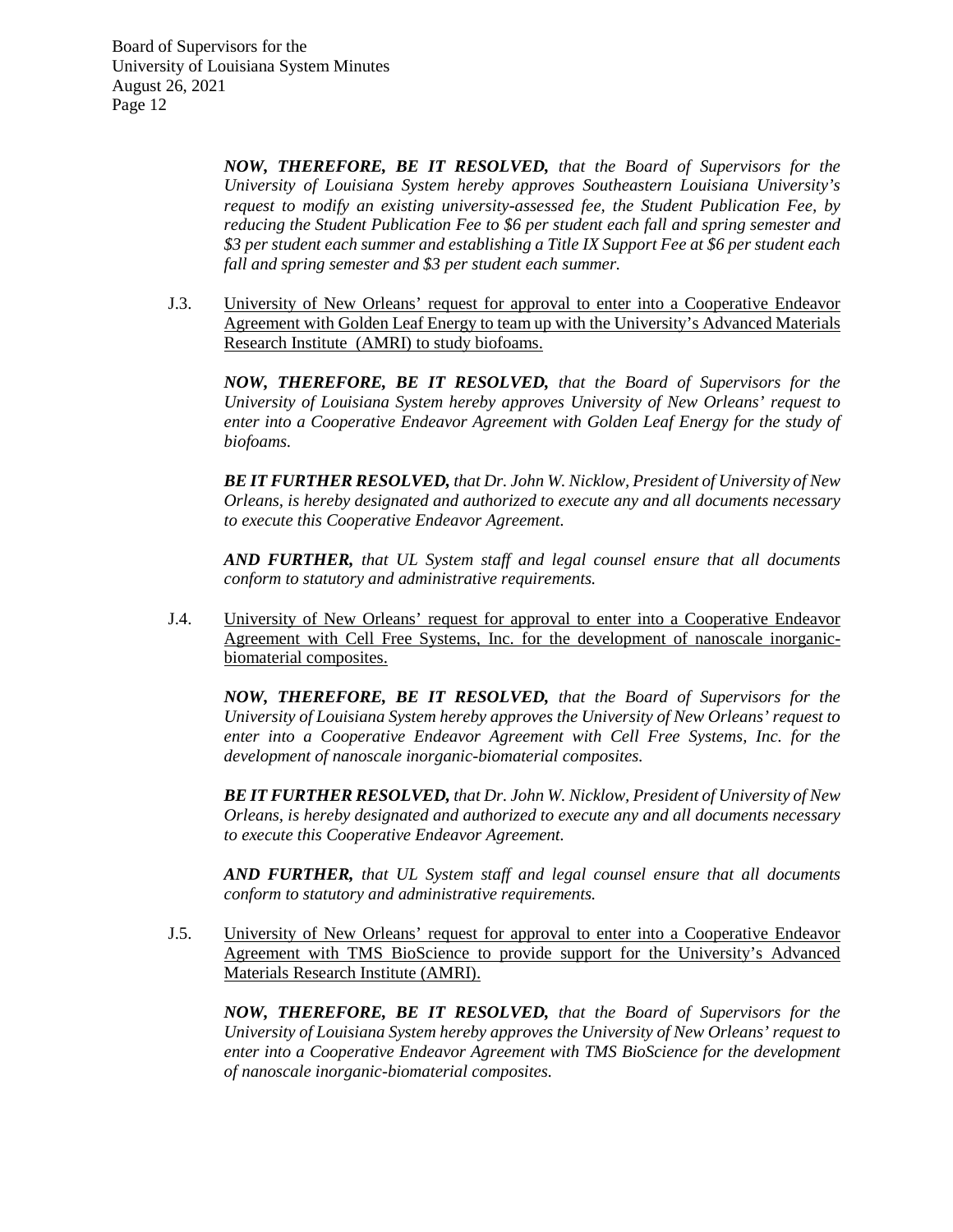***NOW, THEREFORE, BE IT RESOLVED,*** *that the Board of Supervisors for the University of Louisiana System hereby approves Southeastern Louisiana University's request to modify an existing university-assessed fee, the Student Publication Fee, by reducing the Student Publication Fee to $6 per student each fall and spring semester and $3 per student each summer and establishing a Title IX Support Fee at $6 per student each fall and spring semester and $3 per student each summer.*

J.3. <u>University of New Orleans' request for approval to enter into a Cooperative Endeavor Agreement with Golden Leaf Energy to team up with the University's Advanced Materials Research Institute (AMRI) to study biofoams.</u>

***NOW, THEREFORE, BE IT RESOLVED,*** *that the Board of Supervisors for the University of Louisiana System hereby approves University of New Orleans' request to enter into a Cooperative Endeavor Agreement with Golden Leaf Energy for the study of biofoams.*

***BE IT FURTHER RESOLVED,*** *that Dr. John W. Nicklow, President of University of New Orleans, is hereby designated and authorized to execute any and all documents necessary to execute this Cooperative Endeavor Agreement.*

***AND FURTHER,*** *that UL System staff and legal counsel ensure that all documents conform to statutory and administrative requirements.*

J.4. <u>University of New Orleans' request for approval to enter into a Cooperative Endeavor Agreement with Cell Free Systems, Inc. for the development of nanoscale inorganic-biomaterial composites.</u>

***NOW, THEREFORE, BE IT RESOLVED,*** *that the Board of Supervisors for the University of Louisiana System hereby approves the University of New Orleans' request to enter into a Cooperative Endeavor Agreement with Cell Free Systems, Inc. for the development of nanoscale inorganic-biomaterial composites.*

***BE IT FURTHER RESOLVED,*** *that Dr. John W. Nicklow, President of University of New Orleans, is hereby designated and authorized to execute any and all documents necessary to execute this Cooperative Endeavor Agreement.*

***AND FURTHER,*** *that UL System staff and legal counsel ensure that all documents conform to statutory and administrative requirements.*

J.5. <u>University of New Orleans' request for approval to enter into a Cooperative Endeavor Agreement with TMS BioScience to provide support for the University's Advanced Materials Research Institute (AMRI).</u>

***NOW, THEREFORE, BE IT RESOLVED,*** *that the Board of Supervisors for the University of Louisiana System hereby approves the University of New Orleans' request to enter into a Cooperative Endeavor Agreement with TMS BioScience for the development of nanoscale inorganic-biomaterial composites.*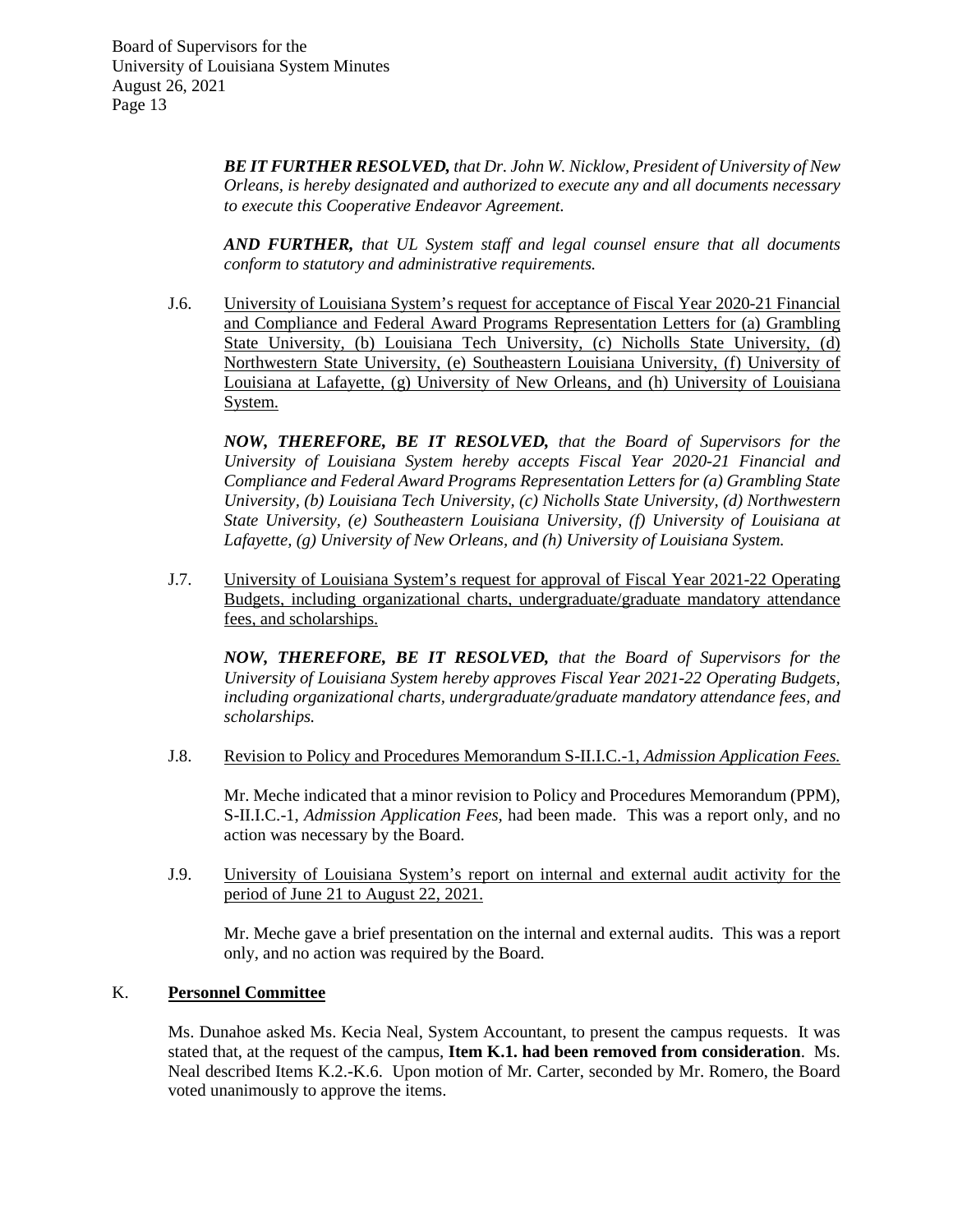***BE IT FURTHER RESOLVED,*** *that Dr. John W. Nicklow, President of University of New Orleans, is hereby designated and authorized to execute any and all documents necessary to execute this Cooperative Endeavor Agreement.*

***AND FURTHER,*** *that UL System staff and legal counsel ensure that all documents conform to statutory and administrative requirements.*

J.6. University of Louisiana System's request for acceptance of Fiscal Year 2020-21 Financial and Compliance and Federal Award Programs Representation Letters for (a) Grambling State University, (b) Louisiana Tech University, (c) Nicholls State University, (d) Northwestern State University, (e) Southeastern Louisiana University, (f) University of Louisiana at Lafayette, (g) University of New Orleans, and (h) University of Louisiana System.

***NOW, THEREFORE, BE IT RESOLVED,*** *that the Board of Supervisors for the University of Louisiana System hereby accepts Fiscal Year 2020-21 Financial and Compliance and Federal Award Programs Representation Letters for (a) Grambling State University, (b) Louisiana Tech University, (c) Nicholls State University, (d) Northwestern State University, (e) Southeastern Louisiana University, (f) University of Louisiana at Lafayette, (g) University of New Orleans, and (h) University of Louisiana System.*

J.7. University of Louisiana System's request for approval of Fiscal Year 2021-22 Operating Budgets, including organizational charts, undergraduate/graduate mandatory attendance fees, and scholarships.

***NOW, THEREFORE, BE IT RESOLVED,*** *that the Board of Supervisors for the University of Louisiana System hereby approves Fiscal Year 2021-22 Operating Budgets, including organizational charts, undergraduate/graduate mandatory attendance fees, and scholarships.*

J.8. Revision to Policy and Procedures Memorandum S-II.I.C.-1, *Admission Application Fees.*

Mr. Meche indicated that a minor revision to Policy and Procedures Memorandum (PPM), S-II.I.C.-1, *Admission Application Fees,* had been made. This was a report only, and no action was necessary by the Board.

J.9. University of Louisiana System's report on internal and external audit activity for the period of June 21 to August 22, 2021.

Mr. Meche gave a brief presentation on the internal and external audits. This was a report only, and no action was required by the Board.

K. **Personnel Committee**

Ms. Dunahoe asked Ms. Kecia Neal, System Accountant, to present the campus requests. It was stated that, at the request of the campus, **Item K.1. had been removed from consideration**. Ms. Neal described Items K.2.-K.6. Upon motion of Mr. Carter, seconded by Mr. Romero, the Board voted unanimously to approve the items.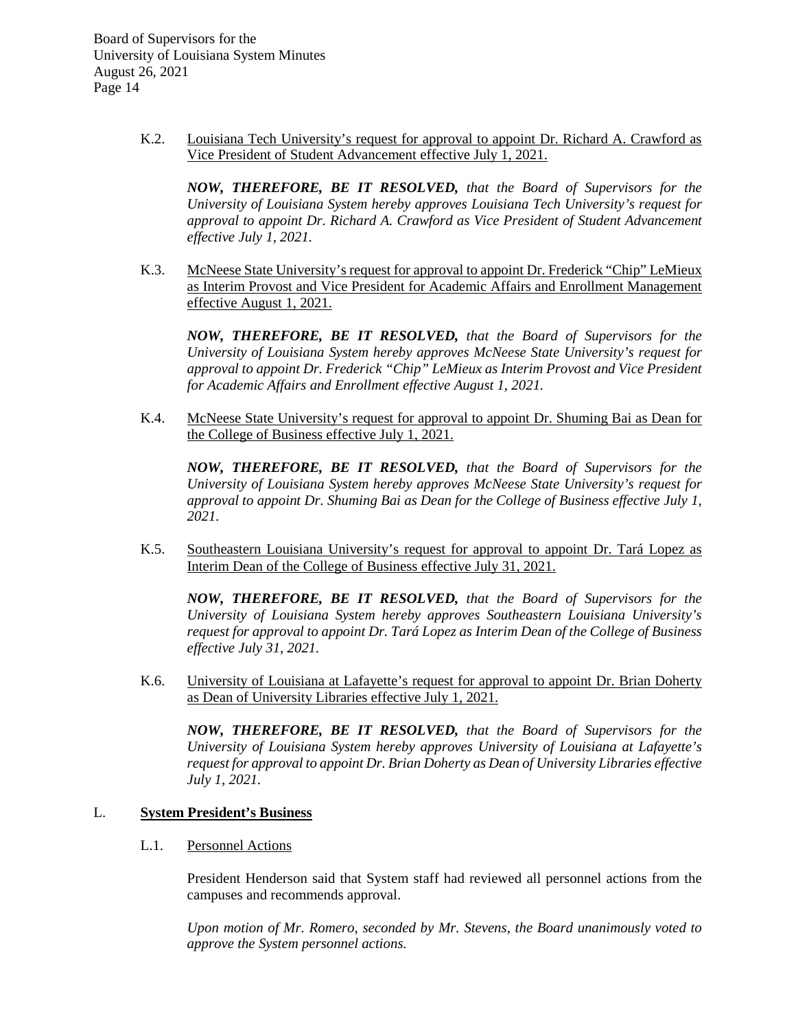K.2. Louisiana Tech University's request for approval to appoint Dr. Richard A. Crawford as Vice President of Student Advancement effective July 1, 2021.

***NOW, THEREFORE, BE IT RESOLVED,*** *that the Board of Supervisors for the University of Louisiana System hereby approves Louisiana Tech University's request for approval to appoint Dr. Richard A. Crawford as Vice President of Student Advancement effective July 1, 2021.*

K.3. McNeese State University's request for approval to appoint Dr. Frederick "Chip" LeMieux as Interim Provost and Vice President for Academic Affairs and Enrollment Management effective August 1, 2021.

***NOW, THEREFORE, BE IT RESOLVED,*** *that the Board of Supervisors for the University of Louisiana System hereby approves McNeese State University's request for approval to appoint Dr. Frederick "Chip" LeMieux as Interim Provost and Vice President for Academic Affairs and Enrollment effective August 1, 2021.*

K.4. McNeese State University's request for approval to appoint Dr. Shuming Bai as Dean for the College of Business effective July 1, 2021.

***NOW, THEREFORE, BE IT RESOLVED,*** *that the Board of Supervisors for the University of Louisiana System hereby approves McNeese State University's request for approval to appoint Dr. Shuming Bai as Dean for the College of Business effective July 1, 2021.*

K.5. Southeastern Louisiana University's request for approval to appoint Dr. Tará Lopez as Interim Dean of the College of Business effective July 31, 2021.

***NOW, THEREFORE, BE IT RESOLVED,*** *that the Board of Supervisors for the University of Louisiana System hereby approves Southeastern Louisiana University's request for approval to appoint Dr. Tará Lopez as Interim Dean of the College of Business effective July 31, 2021.*

K.6. University of Louisiana at Lafayette's request for approval to appoint Dr. Brian Doherty as Dean of University Libraries effective July 1, 2021.

***NOW, THEREFORE, BE IT RESOLVED,*** *that the Board of Supervisors for the University of Louisiana System hereby approves University of Louisiana at Lafayette's request for approval to appoint Dr. Brian Doherty as Dean of University Libraries effective July 1, 2021.*

## L. System President's Business

L.1. Personnel Actions

President Henderson said that System staff had reviewed all personnel actions from the campuses and recommends approval.

*Upon motion of Mr. Romero, seconded by Mr. Stevens, the Board unanimously voted to approve the System personnel actions.*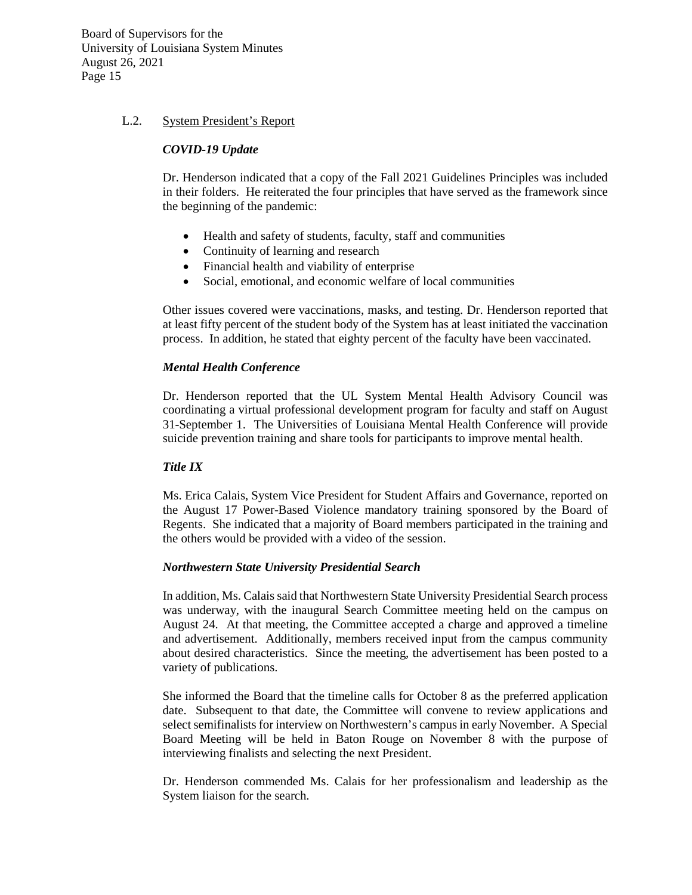L.2. System President's Report

***COVID-19 Update***

Dr. Henderson indicated that a copy of the Fall 2021 Guidelines Principles was included in their folders. He reiterated the four principles that have served as the framework since the beginning of the pandemic:

- Health and safety of students, faculty, staff and communities
- Continuity of learning and research
- Financial health and viability of enterprise
- Social, emotional, and economic welfare of local communities

Other issues covered were vaccinations, masks, and testing. Dr. Henderson reported that at least fifty percent of the student body of the System has at least initiated the vaccination process. In addition, he stated that eighty percent of the faculty have been vaccinated.

***Mental Health Conference***

Dr. Henderson reported that the UL System Mental Health Advisory Council was coordinating a virtual professional development program for faculty and staff on August 31-September 1. The Universities of Louisiana Mental Health Conference will provide suicide prevention training and share tools for participants to improve mental health.

***Title IX***

Ms. Erica Calais, System Vice President for Student Affairs and Governance, reported on the August 17 Power-Based Violence mandatory training sponsored by the Board of Regents. She indicated that a majority of Board members participated in the training and the others would be provided with a video of the session.

***Northwestern State University Presidential Search***

In addition, Ms. Calais said that Northwestern State University Presidential Search process was underway, with the inaugural Search Committee meeting held on the campus on August 24. At that meeting, the Committee accepted a charge and approved a timeline and advertisement. Additionally, members received input from the campus community about desired characteristics. Since the meeting, the advertisement has been posted to a variety of publications.

She informed the Board that the timeline calls for October 8 as the preferred application date. Subsequent to that date, the Committee will convene to review applications and select semifinalists for interview on Northwestern's campus in early November. A Special Board Meeting will be held in Baton Rouge on November 8 with the purpose of interviewing finalists and selecting the next President.

Dr. Henderson commended Ms. Calais for her professionalism and leadership as the System liaison for the search.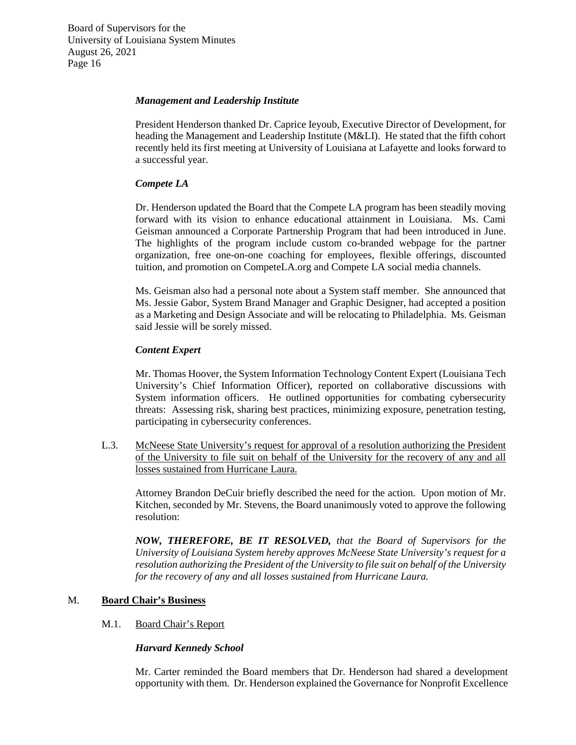***Management and Leadership Institute***

President Henderson thanked Dr. Caprice Ieyoub, Executive Director of Development, for heading the Management and Leadership Institute (M&LI). He stated that the fifth cohort recently held its first meeting at University of Louisiana at Lafayette and looks forward to a successful year.

***Compete LA***

Dr. Henderson updated the Board that the Compete LA program has been steadily moving forward with its vision to enhance educational attainment in Louisiana. Ms. Cami Geisman announced a Corporate Partnership Program that had been introduced in June. The highlights of the program include custom co-branded webpage for the partner organization, free one-on-one coaching for employees, flexible offerings, discounted tuition, and promotion on CompeteLA.org and Compete LA social media channels.

Ms. Geisman also had a personal note about a System staff member. She announced that Ms. Jessie Gabor, System Brand Manager and Graphic Designer, had accepted a position as a Marketing and Design Associate and will be relocating to Philadelphia. Ms. Geisman said Jessie will be sorely missed.

***Content Expert***

Mr. Thomas Hoover, the System Information Technology Content Expert (Louisiana Tech University's Chief Information Officer), reported on collaborative discussions with System information officers. He outlined opportunities for combating cybersecurity threats: Assessing risk, sharing best practices, minimizing exposure, penetration testing, participating in cybersecurity conferences.

L.3. <u>McNeese State University's request for approval of a resolution authorizing the President of the University to file suit on behalf of the University for the recovery of any and all losses sustained from Hurricane Laura.</u>

Attorney Brandon DeCuir briefly described the need for the action. Upon motion of Mr. Kitchen, seconded by Mr. Stevens, the Board unanimously voted to approve the following resolution:

***NOW, THEREFORE, BE IT RESOLVED,*** *that the Board of Supervisors for the University of Louisiana System hereby approves McNeese State University's request for a resolution authorizing the President of the University to file suit on behalf of the University for the recovery of any and all losses sustained from Hurricane Laura.*

## M. **<u>Board Chair's Business</u>**

M.1. <u>Board Chair's Report</u>

***Harvard Kennedy School***

Mr. Carter reminded the Board members that Dr. Henderson had shared a development opportunity with them. Dr. Henderson explained the Governance for Nonprofit Excellence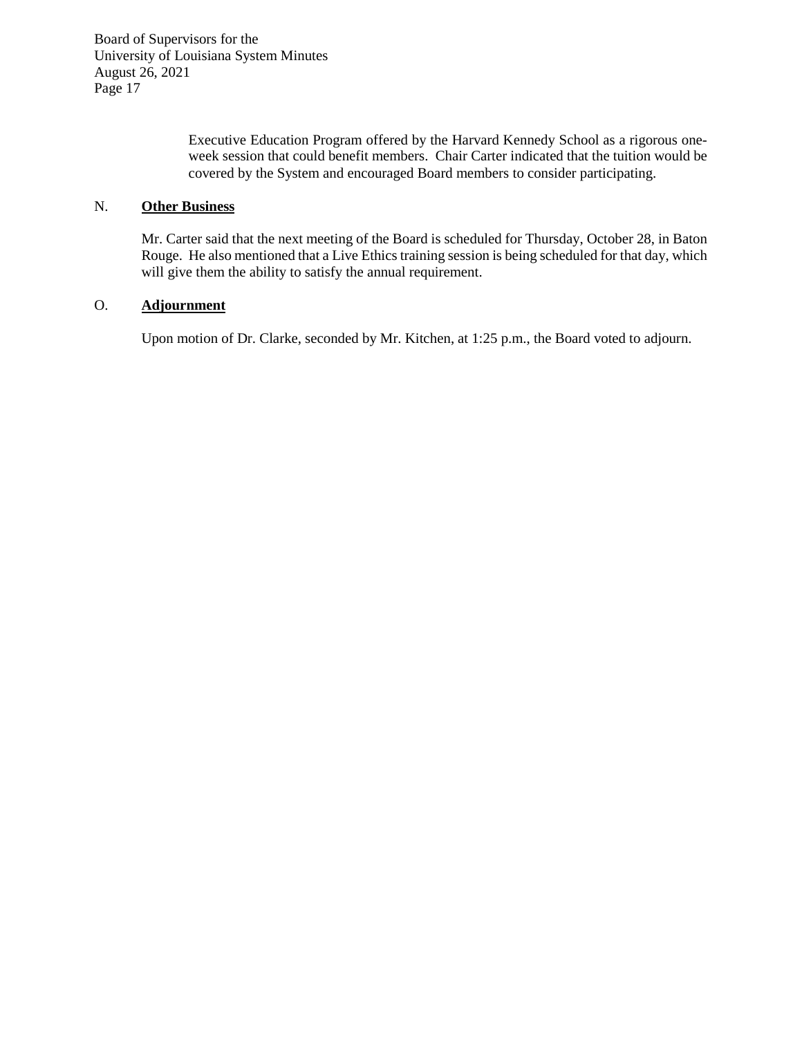Executive Education Program offered by the Harvard Kennedy School as a rigorous one-week session that could benefit members. Chair Carter indicated that the tuition would be covered by the System and encouraged Board members to consider participating.

N. **Other Business**

Mr. Carter said that the next meeting of the Board is scheduled for Thursday, October 28, in Baton Rouge. He also mentioned that a Live Ethics training session is being scheduled for that day, which will give them the ability to satisfy the annual requirement.

O. **Adjournment**

Upon motion of Dr. Clarke, seconded by Mr. Kitchen, at 1:25 p.m., the Board voted to adjourn.